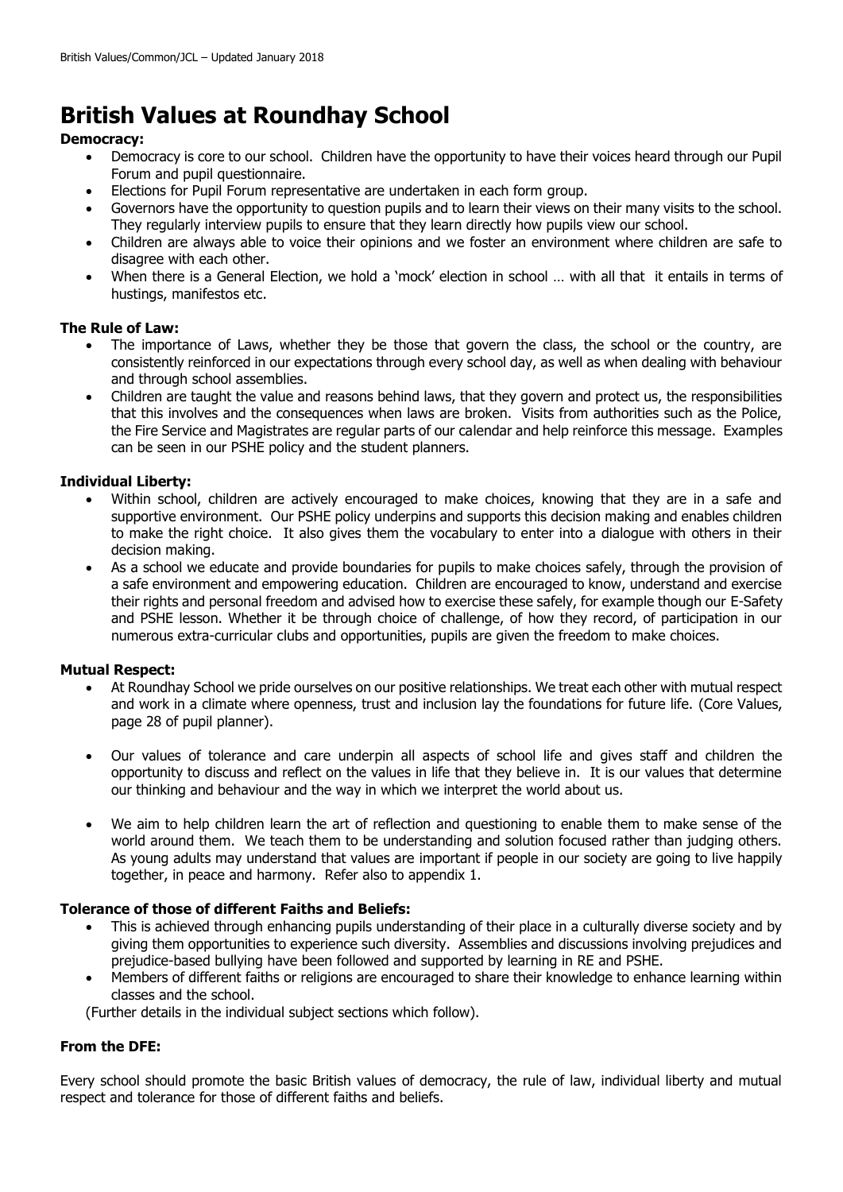# British Values at Roundhay School

**Democracy:**

- Democracy is core to our school. Children have the opportunity to have their voices heard through our Pupil Forum and pupil questionnaire.
- Elections for Pupil Forum representative are undertaken in each form group.
- Governors have the opportunity to question pupils and to learn their views on their many visits to the school. They regularly interview pupils to ensure that they learn directly how pupils view our school.
- Children are always able to voice their opinions and we foster an environment where children are safe to disagree with each other.
- When there is a General Election, we hold a 'mock' election in school … with all that it entails in terms of hustings, manifestos etc.

**The Rule of Law:**

- The importance of Laws, whether they be those that govern the class, the school or the country, are consistently reinforced in our expectations through every school day, as well as when dealing with behaviour and through school assemblies.
- Children are taught the value and reasons behind laws, that they govern and protect us, the responsibilities that this involves and the consequences when laws are broken. Visits from authorities such as the Police, the Fire Service and Magistrates are regular parts of our calendar and help reinforce this message. Examples can be seen in our PSHE policy and the student planners.

**Individual Liberty:**

- Within school, children are actively encouraged to make choices, knowing that they are in a safe and supportive environment. Our PSHE policy underpins and supports this decision making and enables children to make the right choice. It also gives them the vocabulary to enter into a dialogue with others in their decision making.
- As a school we educate and provide boundaries for pupils to make choices safely, through the provision of a safe environment and empowering education. Children are encouraged to know, understand and exercise their rights and personal freedom and advised how to exercise these safely, for example though our E-Safety and PSHE lesson. Whether it be through choice of challenge, of how they record, of participation in our numerous extra-curricular clubs and opportunities, pupils are given the freedom to make choices.

**Mutual Respect:**

- At Roundhay School we pride ourselves on our positive relationships. We treat each other with mutual respect and work in a climate where openness, trust and inclusion lay the foundations for future life. (Core Values, page 28 of pupil planner).
- Our values of tolerance and care underpin all aspects of school life and gives staff and children the opportunity to discuss and reflect on the values in life that they believe in. It is our values that determine our thinking and behaviour and the way in which we interpret the world about us.
- We aim to help children learn the art of reflection and questioning to enable them to make sense of the world around them. We teach them to be understanding and solution focused rather than judging others. As young adults may understand that values are important if people in our society are going to live happily together, in peace and harmony. Refer also to appendix 1.

**Tolerance of those of different Faiths and Beliefs:**

- This is achieved through enhancing pupils understanding of their place in a culturally diverse society and by giving them opportunities to experience such diversity. Assemblies and discussions involving prejudices and prejudice-based bullying have been followed and supported by learning in RE and PSHE.
- Members of different faiths or religions are encouraged to share their knowledge to enhance learning within classes and the school.

(Further details in the individual subject sections which follow).

**From the DFE:**

Every school should promote the basic British values of democracy, the rule of law, individual liberty and mutual respect and tolerance for those of different faiths and beliefs.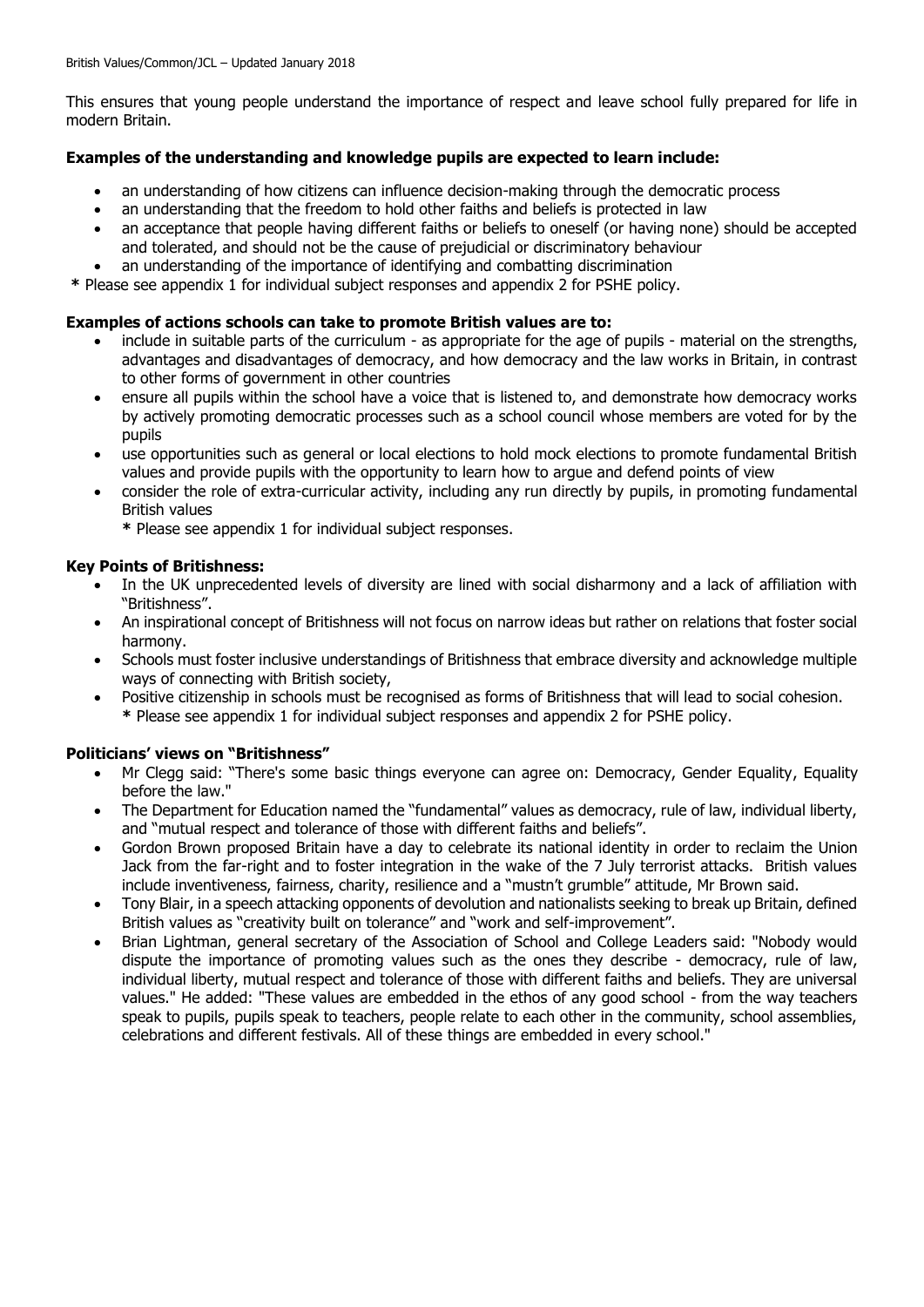This ensures that young people understand the importance of respect and leave school fully prepared for life in modern Britain.

**Examples of the understanding and knowledge pupils are expected to learn include:**

- an understanding of how citizens can influence decision-making through the democratic process
- an understanding that the freedom to hold other faiths and beliefs is protected in law
- an acceptance that people having different faiths or beliefs to oneself (or having none) should be accepted and tolerated, and should not be the cause of prejudicial or discriminatory behaviour
- an understanding of the importance of identifying and combatting discrimination

**\*** Please see appendix 1 for individual subject responses and appendix 2 for PSHE policy.

**Examples of actions schools can take to promote British values are to:**

- include in suitable parts of the curriculum - as appropriate for the age of pupils - material on the strengths, advantages and disadvantages of democracy, and how democracy and the law works in Britain, in contrast to other forms of government in other countries
- ensure all pupils within the school have a voice that is listened to, and demonstrate how democracy works by actively promoting democratic processes such as a school council whose members are voted for by the pupils
- use opportunities such as general or local elections to hold mock elections to promote fundamental British values and provide pupils with the opportunity to learn how to argue and defend points of view
- consider the role of extra-curricular activity, including any run directly by pupils, in promoting fundamental British values

  **\*** Please see appendix 1 for individual subject responses.

**Key Points of Britishness:**

- In the UK unprecedented levels of diversity are lined with social disharmony and a lack of affiliation with "Britishness".
- An inspirational concept of Britishness will not focus on narrow ideas but rather on relations that foster social harmony.
- Schools must foster inclusive understandings of Britishness that embrace diversity and acknowledge multiple ways of connecting with British society,
- Positive citizenship in schools must be recognised as forms of Britishness that will lead to social cohesion.

  **\*** Please see appendix 1 for individual subject responses and appendix 2 for PSHE policy.

**Politicians' views on "Britishness"**

- Mr Clegg said: "There's some basic things everyone can agree on: Democracy, Gender Equality, Equality before the law."
- The Department for Education named the "fundamental" values as democracy, rule of law, individual liberty, and "mutual respect and tolerance of those with different faiths and beliefs".
- Gordon Brown proposed Britain have a day to celebrate its national identity in order to reclaim the Union Jack from the far-right and to foster integration in the wake of the 7 July terrorist attacks. British values include inventiveness, fairness, charity, resilience and a "mustn't grumble" attitude, Mr Brown said.
- Tony Blair, in a speech attacking opponents of devolution and nationalists seeking to break up Britain, defined British values as "creativity built on tolerance" and "work and self-improvement".
- Brian Lightman, general secretary of the Association of School and College Leaders said: "Nobody would dispute the importance of promoting values such as the ones they describe - democracy, rule of law, individual liberty, mutual respect and tolerance of those with different faiths and beliefs. They are universal values." He added: "These values are embedded in the ethos of any good school - from the way teachers speak to pupils, pupils speak to teachers, people relate to each other in the community, school assemblies, celebrations and different festivals. All of these things are embedded in every school."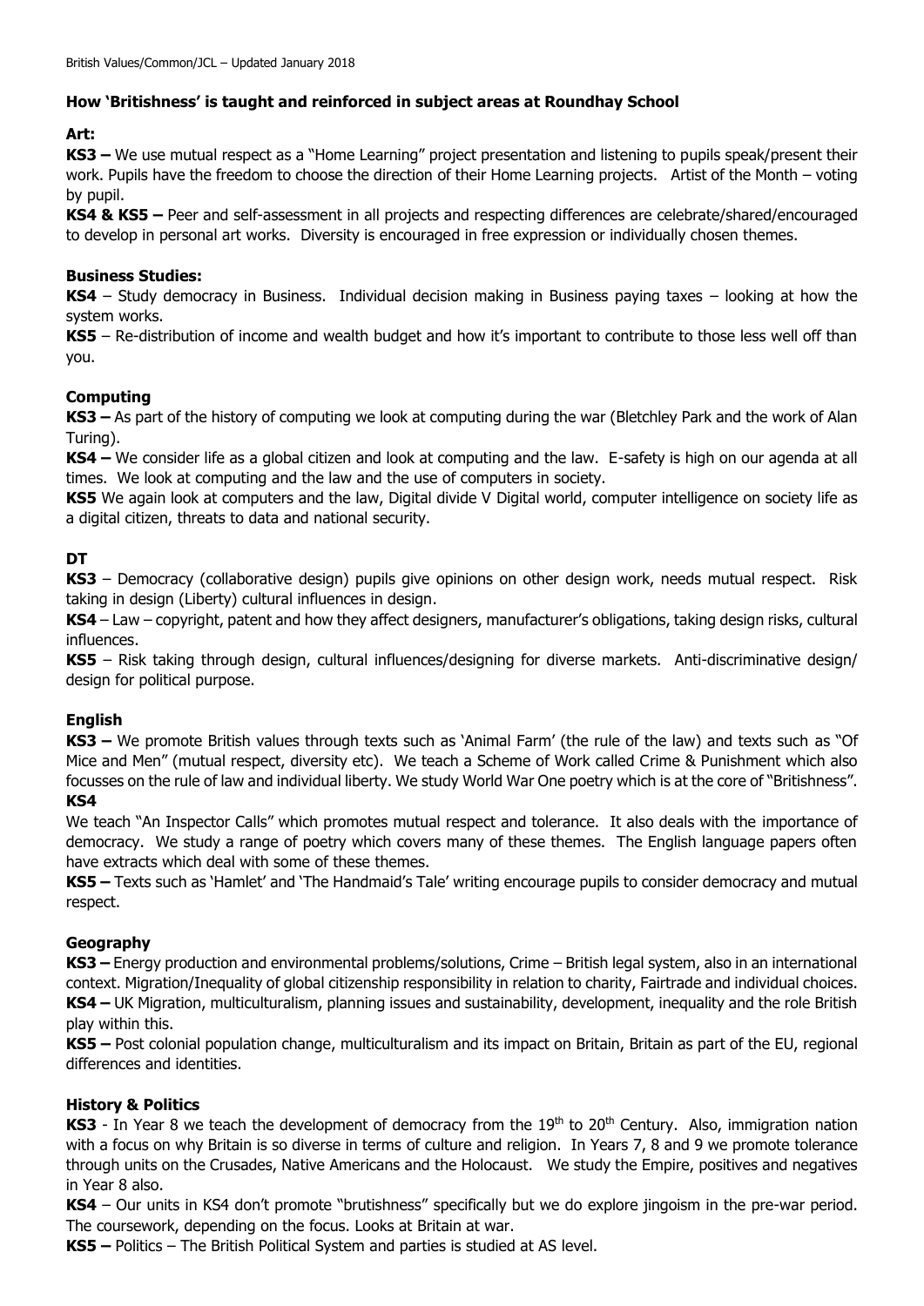## How 'Britishness' is taught and reinforced in subject areas at Roundhay School

### Art:

**KS3 –** We use mutual respect as a "Home Learning" project presentation and listening to pupils speak/present their work. Pupils have the freedom to choose the direction of their Home Learning projects. Artist of the Month – voting by pupil.

**KS4 & KS5 –** Peer and self-assessment in all projects and respecting differences are celebrate/shared/encouraged to develop in personal art works. Diversity is encouraged in free expression or individually chosen themes.

### Business Studies:

**KS4** – Study democracy in Business. Individual decision making in Business paying taxes – looking at how the system works.

**KS5** – Re-distribution of income and wealth budget and how it's important to contribute to those less well off than you.

### Computing

**KS3 –** As part of the history of computing we look at computing during the war (Bletchley Park and the work of Alan Turing).

**KS4 –** We consider life as a global citizen and look at computing and the law. E-safety is high on our agenda at all times. We look at computing and the law and the use of computers in society.

**KS5** We again look at computers and the law, Digital divide V Digital world, computer intelligence on society life as a digital citizen, threats to data and national security.

### DT

**KS3** – Democracy (collaborative design) pupils give opinions on other design work, needs mutual respect. Risk taking in design (Liberty) cultural influences in design.

**KS4** – Law – copyright, patent and how they affect designers, manufacturer's obligations, taking design risks, cultural influences.

**KS5** – Risk taking through design, cultural influences/designing for diverse markets. Anti-discriminative design/ design for political purpose.

### English

**KS3 –** We promote British values through texts such as 'Animal Farm' (the rule of the law) and texts such as "Of Mice and Men" (mutual respect, diversity etc). We teach a Scheme of Work called Crime & Punishment which also focusses on the rule of law and individual liberty. We study World War One poetry which is at the core of "Britishness".

**KS4**

We teach "An Inspector Calls" which promotes mutual respect and tolerance. It also deals with the importance of democracy. We study a range of poetry which covers many of these themes. The English language papers often have extracts which deal with some of these themes.

**KS5 –** Texts such as 'Hamlet' and 'The Handmaid's Tale' writing encourage pupils to consider democracy and mutual respect.

### Geography

**KS3 –** Energy production and environmental problems/solutions, Crime – British legal system, also in an international context. Migration/Inequality of global citizenship responsibility in relation to charity, Fairtrade and individual choices.

**KS4 –** UK Migration, multiculturalism, planning issues and sustainability, development, inequality and the role British play within this.

**KS5 –** Post colonial population change, multiculturalism and its impact on Britain, Britain as part of the EU, regional differences and identities.

### History & Politics

**KS3** - In Year 8 we teach the development of democracy from the 19th to 20th Century. Also, immigration nation with a focus on why Britain is so diverse in terms of culture and religion. In Years 7, 8 and 9 we promote tolerance through units on the Crusades, Native Americans and the Holocaust. We study the Empire, positives and negatives in Year 8 also.

**KS4** – Our units in KS4 don't promote "brutishness" specifically but we do explore jingoism in the pre-war period. The coursework, depending on the focus. Looks at Britain at war.

**KS5 –** Politics – The British Political System and parties is studied at AS level.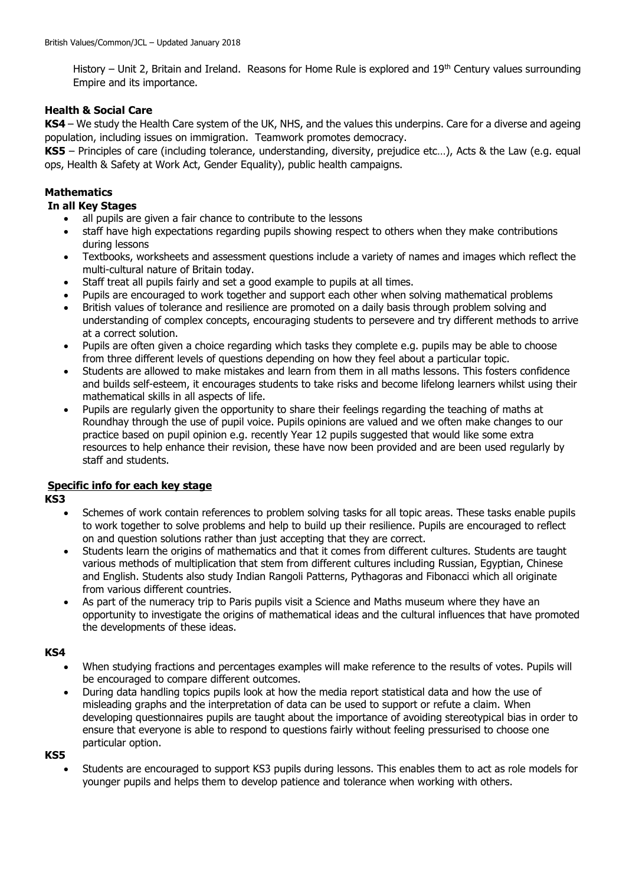History – Unit 2, Britain and Ireland. Reasons for Home Rule is explored and 19th Century values surrounding Empire and its importance.

**Health & Social Care**

**KS4** – We study the Health Care system of the UK, NHS, and the values this underpins. Care for a diverse and ageing population, including issues on immigration. Teamwork promotes democracy.

**KS5** – Principles of care (including tolerance, understanding, diversity, prejudice etc…), Acts & the Law (e.g. equal ops, Health & Safety at Work Act, Gender Equality), public health campaigns.

**Mathematics**

**In all Key Stages**

- all pupils are given a fair chance to contribute to the lessons
- staff have high expectations regarding pupils showing respect to others when they make contributions during lessons
- Textbooks, worksheets and assessment questions include a variety of names and images which reflect the multi-cultural nature of Britain today.
- Staff treat all pupils fairly and set a good example to pupils at all times.
- Pupils are encouraged to work together and support each other when solving mathematical problems
- British values of tolerance and resilience are promoted on a daily basis through problem solving and understanding of complex concepts, encouraging students to persevere and try different methods to arrive at a correct solution.
- Pupils are often given a choice regarding which tasks they complete e.g. pupils may be able to choose from three different levels of questions depending on how they feel about a particular topic.
- Students are allowed to make mistakes and learn from them in all maths lessons. This fosters confidence and builds self-esteem, it encourages students to take risks and become lifelong learners whilst using their mathematical skills in all aspects of life.
- Pupils are regularly given the opportunity to share their feelings regarding the teaching of maths at Roundhay through the use of pupil voice. Pupils opinions are valued and we often make changes to our practice based on pupil opinion e.g. recently Year 12 pupils suggested that would like some extra resources to help enhance their revision, these have now been provided and are been used regularly by staff and students.

**Specific info for each key stage**

**KS3**

- Schemes of work contain references to problem solving tasks for all topic areas. These tasks enable pupils to work together to solve problems and help to build up their resilience. Pupils are encouraged to reflect on and question solutions rather than just accepting that they are correct.
- Students learn the origins of mathematics and that it comes from different cultures. Students are taught various methods of multiplication that stem from different cultures including Russian, Egyptian, Chinese and English. Students also study Indian Rangoli Patterns, Pythagoras and Fibonacci which all originate from various different countries.
- As part of the numeracy trip to Paris pupils visit a Science and Maths museum where they have an opportunity to investigate the origins of mathematical ideas and the cultural influences that have promoted the developments of these ideas.

**KS4**

- When studying fractions and percentages examples will make reference to the results of votes. Pupils will be encouraged to compare different outcomes.
- During data handling topics pupils look at how the media report statistical data and how the use of misleading graphs and the interpretation of data can be used to support or refute a claim. When developing questionnaires pupils are taught about the importance of avoiding stereotypical bias in order to ensure that everyone is able to respond to questions fairly without feeling pressurised to choose one particular option.

**KS5**

- Students are encouraged to support KS3 pupils during lessons. This enables them to act as role models for younger pupils and helps them to develop patience and tolerance when working with others.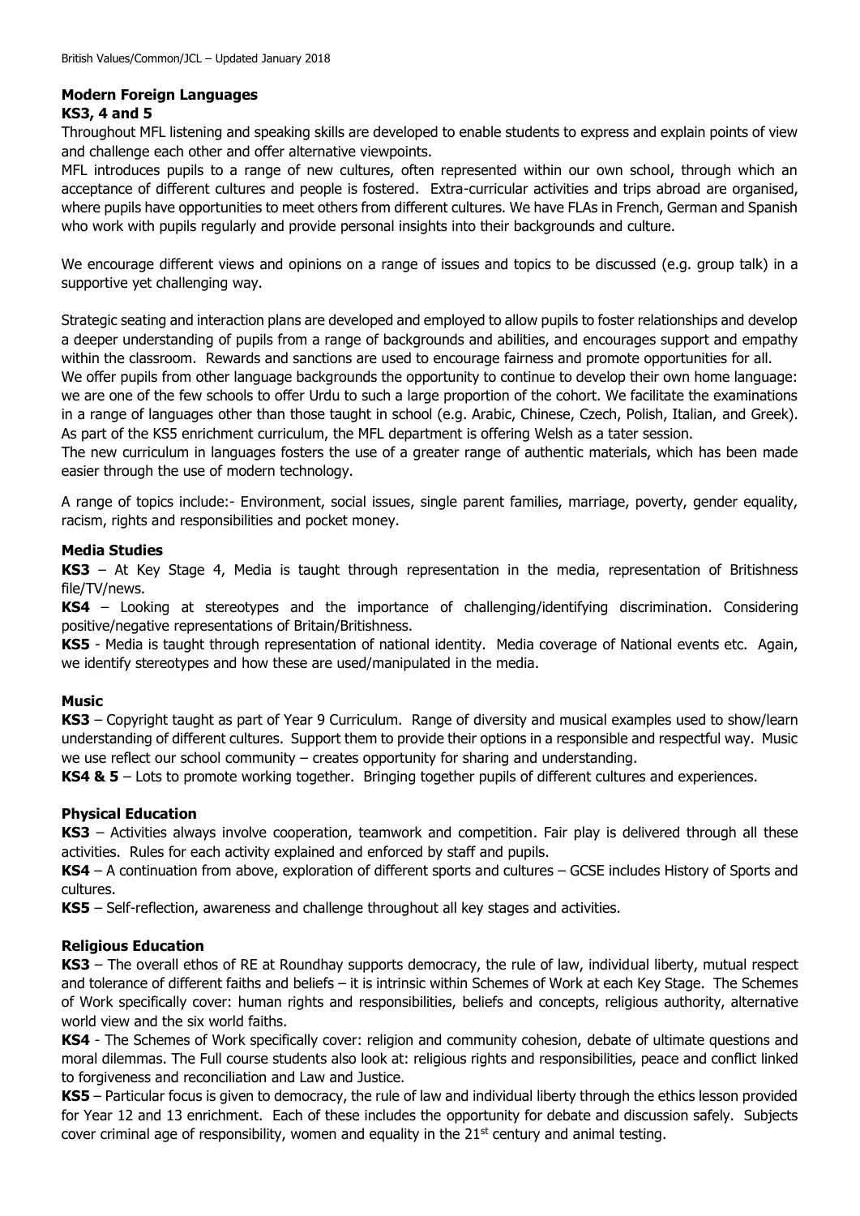## Modern Foreign Languages

### KS3, 4 and 5

Throughout MFL listening and speaking skills are developed to enable students to express and explain points of view and challenge each other and offer alternative viewpoints.

MFL introduces pupils to a range of new cultures, often represented within our own school, through which an acceptance of different cultures and people is fostered. Extra-curricular activities and trips abroad are organised, where pupils have opportunities to meet others from different cultures. We have FLAs in French, German and Spanish who work with pupils regularly and provide personal insights into their backgrounds and culture.

We encourage different views and opinions on a range of issues and topics to be discussed (e.g. group talk) in a supportive yet challenging way.

Strategic seating and interaction plans are developed and employed to allow pupils to foster relationships and develop a deeper understanding of pupils from a range of backgrounds and abilities, and encourages support and empathy within the classroom. Rewards and sanctions are used to encourage fairness and promote opportunities for all.

We offer pupils from other language backgrounds the opportunity to continue to develop their own home language: we are one of the few schools to offer Urdu to such a large proportion of the cohort. We facilitate the examinations in a range of languages other than those taught in school (e.g. Arabic, Chinese, Czech, Polish, Italian, and Greek). As part of the KS5 enrichment curriculum, the MFL department is offering Welsh as a tater session.

The new curriculum in languages fosters the use of a greater range of authentic materials, which has been made easier through the use of modern technology.

A range of topics include:- Environment, social issues, single parent families, marriage, poverty, gender equality, racism, rights and responsibilities and pocket money.

## Media Studies

**KS3** – At Key Stage 4, Media is taught through representation in the media, representation of Britishness file/TV/news.

**KS4** – Looking at stereotypes and the importance of challenging/identifying discrimination. Considering positive/negative representations of Britain/Britishness.

**KS5** - Media is taught through representation of national identity. Media coverage of National events etc. Again, we identify stereotypes and how these are used/manipulated in the media.

## Music

**KS3** – Copyright taught as part of Year 9 Curriculum. Range of diversity and musical examples used to show/learn understanding of different cultures. Support them to provide their options in a responsible and respectful way. Music we use reflect our school community – creates opportunity for sharing and understanding.

**KS4 & 5** – Lots to promote working together. Bringing together pupils of different cultures and experiences.

## Physical Education

**KS3** – Activities always involve cooperation, teamwork and competition. Fair play is delivered through all these activities. Rules for each activity explained and enforced by staff and pupils.

**KS4** – A continuation from above, exploration of different sports and cultures – GCSE includes History of Sports and cultures.

**KS5** – Self-reflection, awareness and challenge throughout all key stages and activities.

## Religious Education

**KS3** – The overall ethos of RE at Roundhay supports democracy, the rule of law, individual liberty, mutual respect and tolerance of different faiths and beliefs – it is intrinsic within Schemes of Work at each Key Stage. The Schemes of Work specifically cover: human rights and responsibilities, beliefs and concepts, religious authority, alternative world view and the six world faiths.

**KS4** - The Schemes of Work specifically cover: religion and community cohesion, debate of ultimate questions and moral dilemmas. The Full course students also look at: religious rights and responsibilities, peace and conflict linked to forgiveness and reconciliation and Law and Justice.

**KS5** – Particular focus is given to democracy, the rule of law and individual liberty through the ethics lesson provided for Year 12 and 13 enrichment. Each of these includes the opportunity for debate and discussion safely. Subjects cover criminal age of responsibility, women and equality in the 21st century and animal testing.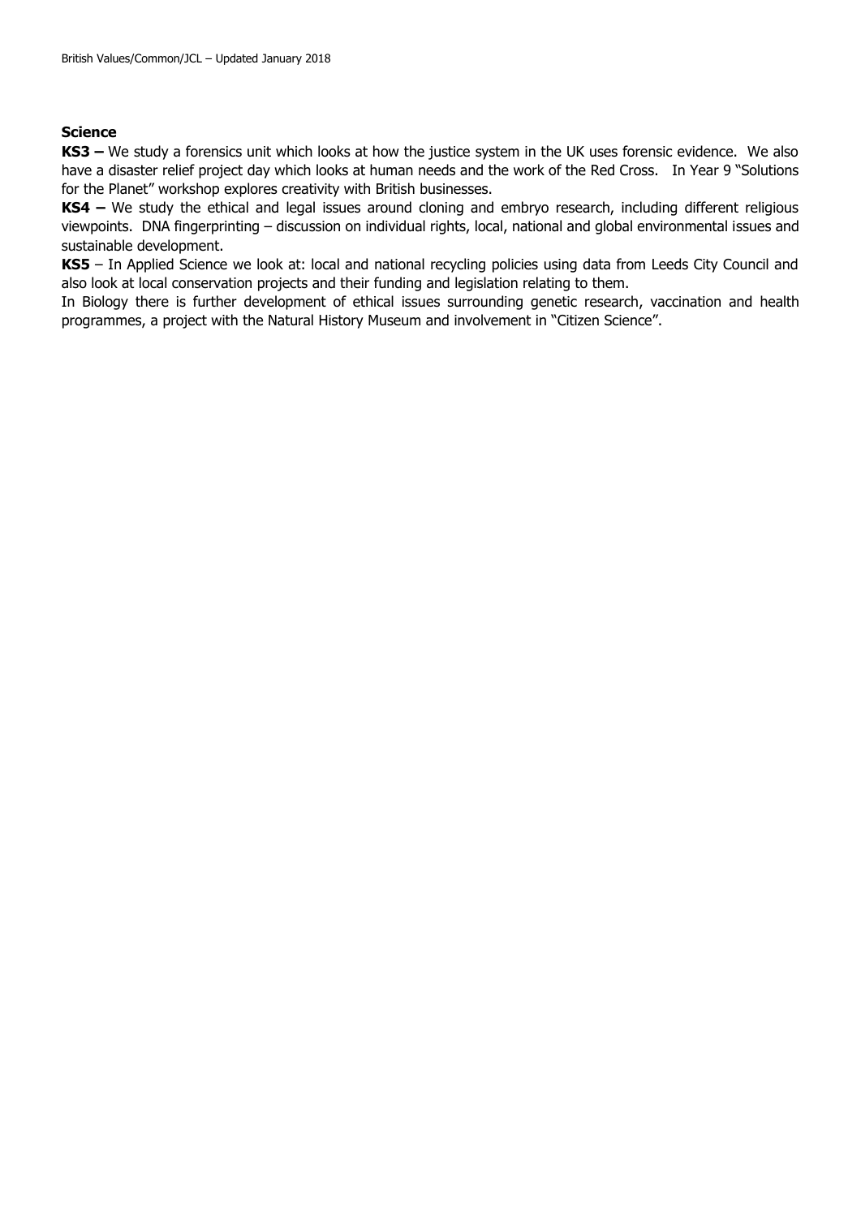**Science**

**KS3 –** We study a forensics unit which looks at how the justice system in the UK uses forensic evidence. We also have a disaster relief project day which looks at human needs and the work of the Red Cross. In Year 9 "Solutions for the Planet" workshop explores creativity with British businesses.

**KS4 –** We study the ethical and legal issues around cloning and embryo research, including different religious viewpoints. DNA fingerprinting – discussion on individual rights, local, national and global environmental issues and sustainable development.

**KS5** – In Applied Science we look at: local and national recycling policies using data from Leeds City Council and also look at local conservation projects and their funding and legislation relating to them.

In Biology there is further development of ethical issues surrounding genetic research, vaccination and health programmes, a project with the Natural History Museum and involvement in "Citizen Science".